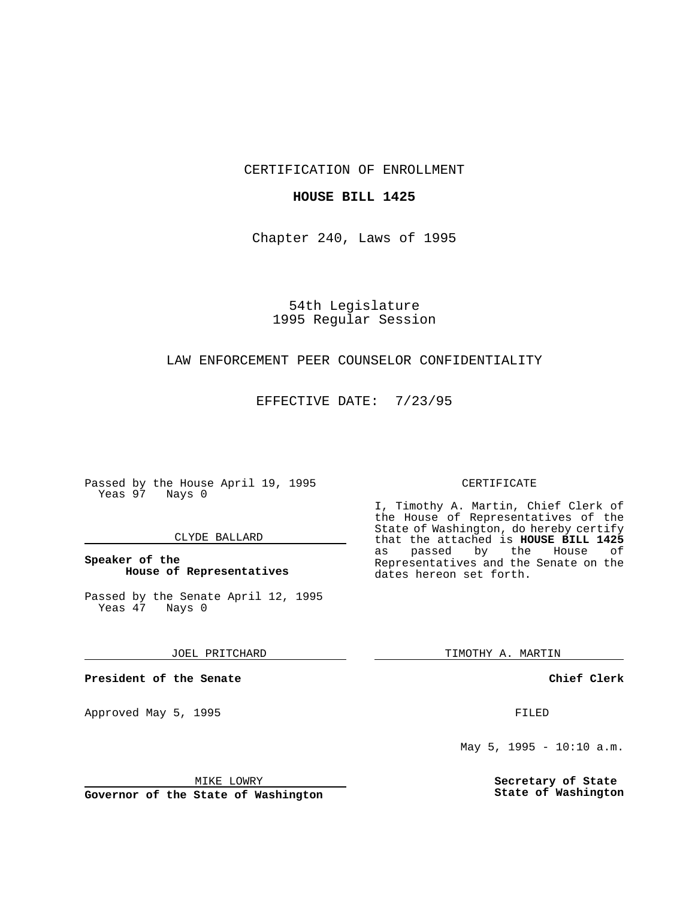CERTIFICATION OF ENROLLMENT

**HOUSE BILL 1425**

Chapter 240, Laws of 1995

54th Legislature
1995 Regular Session

LAW ENFORCEMENT PEER COUNSELOR CONFIDENTIALITY

EFFECTIVE DATE: 7/23/95

Passed by the House April 19, 1995
Yeas 97 Nays 0

CLYDE BALLARD

**Speaker of the House of Representatives**

Passed by the Senate April 12, 1995
Yeas 47 Nays 0

JOEL PRITCHARD

**President of the Senate**

Approved May 5, 1995

MIKE LOWRY

**Governor of the State of Washington**

CERTIFICATE

I, Timothy A. Martin, Chief Clerk of the House of Representatives of the State of Washington, do hereby certify that the attached is **HOUSE BILL 1425** as passed by the House of Representatives and the Senate on the dates hereon set forth.

TIMOTHY A. MARTIN

**Chief Clerk**

FILED

May 5, 1995 - 10:10 a.m.

**Secretary of State State of Washington**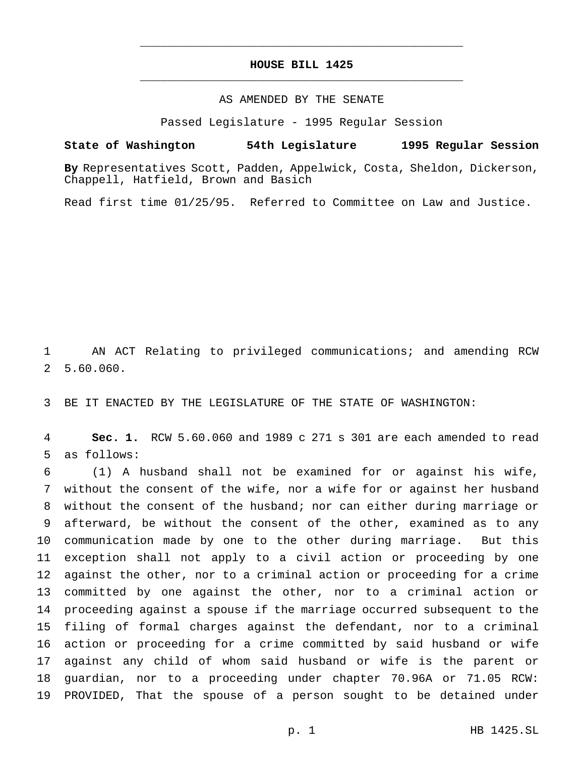# HOUSE BILL 1425

AS AMENDED BY THE SENATE

Passed Legislature - 1995 Regular Session

**State of Washington 54th Legislature 1995 Regular Session**

**By** Representatives Scott, Padden, Appelwick, Costa, Sheldon, Dickerson, Chappell, Hatfield, Brown and Basich

Read first time 01/25/95. Referred to Committee on Law and Justice.

AN ACT Relating to privileged communications; and amending RCW 5.60.060.

BE IT ENACTED BY THE LEGISLATURE OF THE STATE OF WASHINGTON:

**Sec. 1.** RCW 5.60.060 and 1989 c 271 s 301 are each amended to read as follows:

(1) A husband shall not be examined for or against his wife, without the consent of the wife, nor a wife for or against her husband without the consent of the husband; nor can either during marriage or afterward, be without the consent of the other, examined as to any communication made by one to the other during marriage. But this exception shall not apply to a civil action or proceeding by one against the other, nor to a criminal action or proceeding for a crime committed by one against the other, nor to a criminal action or proceeding against a spouse if the marriage occurred subsequent to the filing of formal charges against the defendant, nor to a criminal action or proceeding for a crime committed by said husband or wife against any child of whom said husband or wife is the parent or guardian, nor to a proceeding under chapter 70.96A or 71.05 RCW: PROVIDED, That the spouse of a person sought to be detained under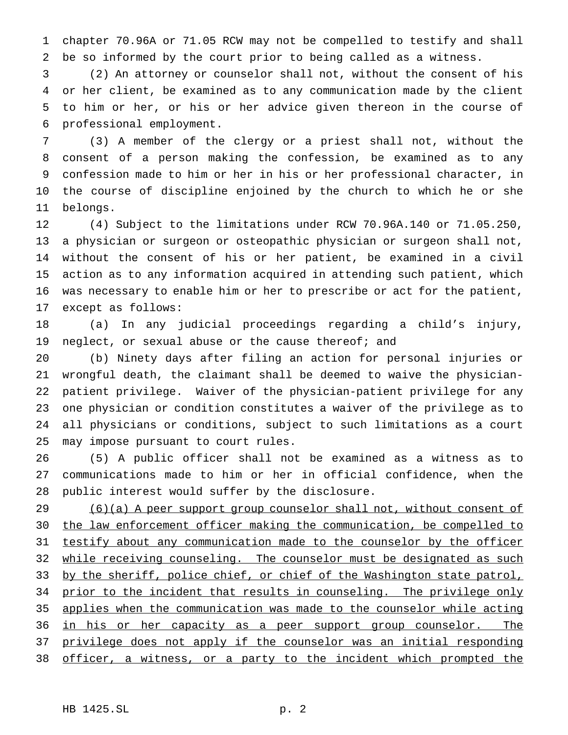chapter 70.96A or 71.05 RCW may not be compelled to testify and shall be so informed by the court prior to being called as a witness.

(2) An attorney or counselor shall not, without the consent of his or her client, be examined as to any communication made by the client to him or her, or his or her advice given thereon in the course of professional employment.

(3) A member of the clergy or a priest shall not, without the consent of a person making the confession, be examined as to any confession made to him or her in his or her professional character, in the course of discipline enjoined by the church to which he or she belongs.

(4) Subject to the limitations under RCW 70.96A.140 or 71.05.250, a physician or surgeon or osteopathic physician or surgeon shall not, without the consent of his or her patient, be examined in a civil action as to any information acquired in attending such patient, which was necessary to enable him or her to prescribe or act for the patient, except as follows:

(a) In any judicial proceedings regarding a child's injury, neglect, or sexual abuse or the cause thereof; and

(b) Ninety days after filing an action for personal injuries or wrongful death, the claimant shall be deemed to waive the physician-patient privilege. Waiver of the physician-patient privilege for any one physician or condition constitutes a waiver of the privilege as to all physicians or conditions, subject to such limitations as a court may impose pursuant to court rules.

(5) A public officer shall not be examined as a witness as to communications made to him or her in official confidence, when the public interest would suffer by the disclosure.

<u>(6)(a) A peer support group counselor shall not, without consent of the law enforcement officer making the communication, be compelled to testify about any communication made to the counselor by the officer while receiving counseling. The counselor must be designated as such by the sheriff, police chief, or chief of the Washington state patrol, prior to the incident that results in counseling. The privilege only applies when the communication was made to the counselor while acting in his or her capacity as a peer support group counselor. The privilege does not apply if the counselor was an initial responding officer, a witness, or a party to the incident which prompted the</u>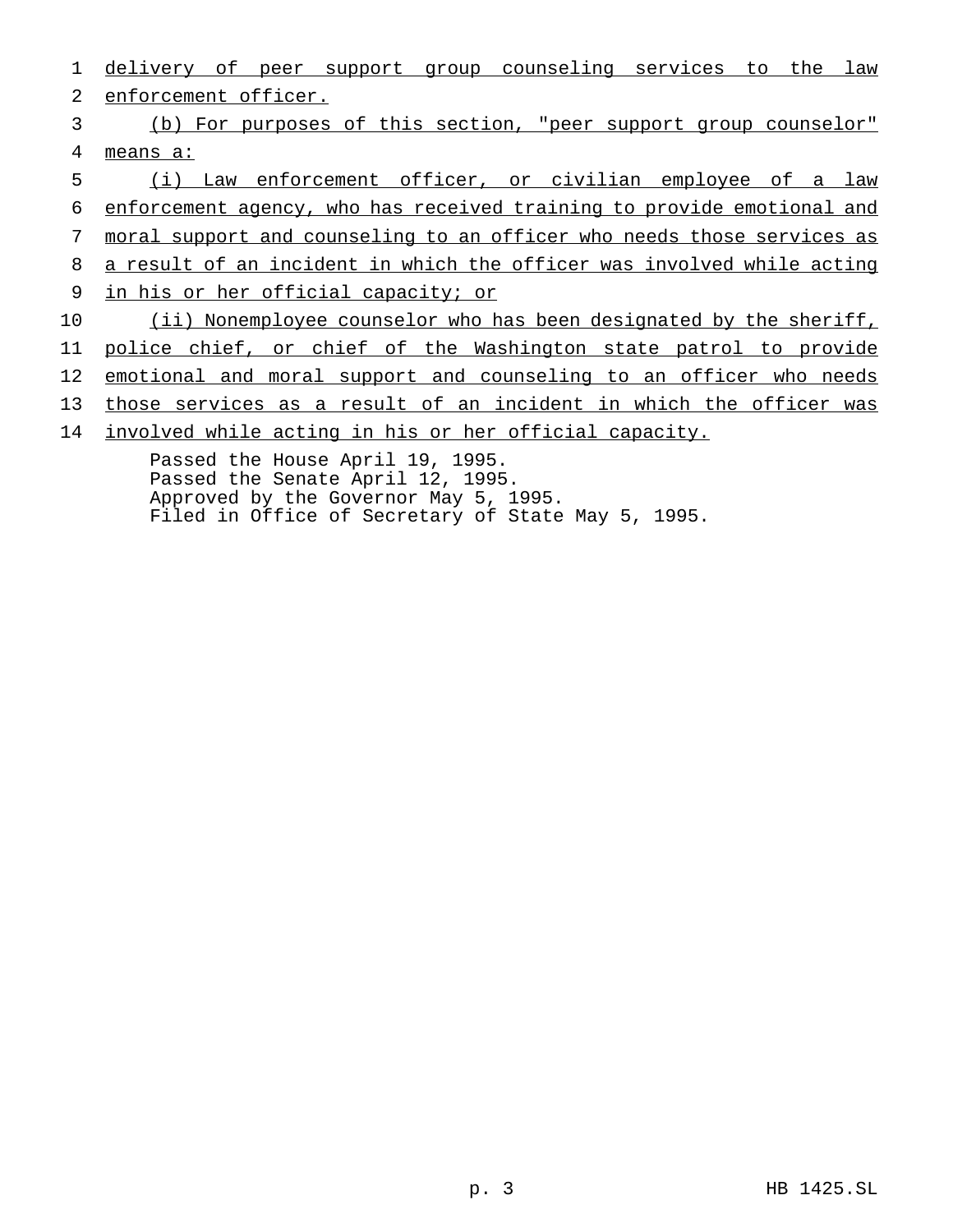delivery of peer support group counseling services to the law enforcement officer.

(b) For purposes of this section, "peer support group counselor" means a:

(i) Law enforcement officer, or civilian employee of a law enforcement agency, who has received training to provide emotional and moral support and counseling to an officer who needs those services as a result of an incident in which the officer was involved while acting in his or her official capacity; or

(ii) Nonemployee counselor who has been designated by the sheriff, police chief, or chief of the Washington state patrol to provide emotional and moral support and counseling to an officer who needs those services as a result of an incident in which the officer was involved while acting in his or her official capacity.

Passed the House April 19, 1995.
Passed the Senate April 12, 1995.
Approved by the Governor May 5, 1995.
Filed in Office of Secretary of State May 5, 1995.